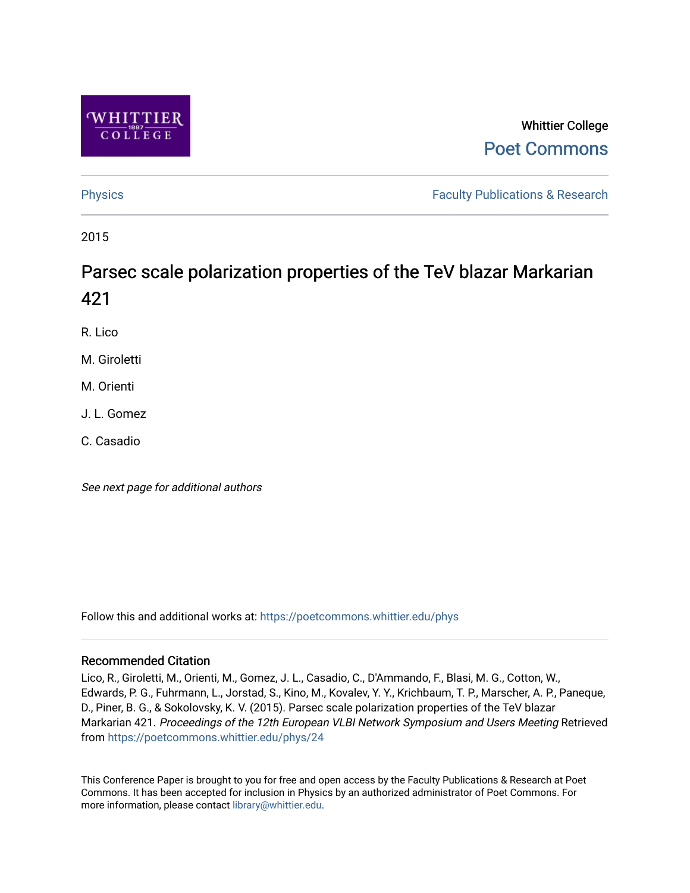Whittier College

Poet Commons

Physics

Faculty Publications & Research

2015

# Parsec scale polarization properties of the TeV blazar Markarian 421

R. Lico

M. Giroletti

M. Orienti

J. L. Gomez

C. Casadio

*See next page for additional authors*

Follow this and additional works at: https://poetcommons.whittier.edu/phys

## Recommended Citation

Lico, R., Giroletti, M., Orienti, M., Gomez, J. L., Casadio, C., D'Ammando, F., Blasi, M. G., Cotton, W., Edwards, P. G., Fuhrmann, L., Jorstad, S., Kino, M., Kovalev, Y. Y., Krichbaum, T. P., Marscher, A. P., Paneque, D., Piner, B. G., & Sokolovsky, K. V. (2015). Parsec scale polarization properties of the TeV blazar Markarian 421. *Proceedings of the 12th European VLBI Network Symposium and Users Meeting* Retrieved from https://poetcommons.whittier.edu/phys/24

This Conference Paper is brought to you for free and open access by the Faculty Publications & Research at Poet Commons. It has been accepted for inclusion in Physics by an authorized administrator of Poet Commons. For more information, please contact library@whittier.edu.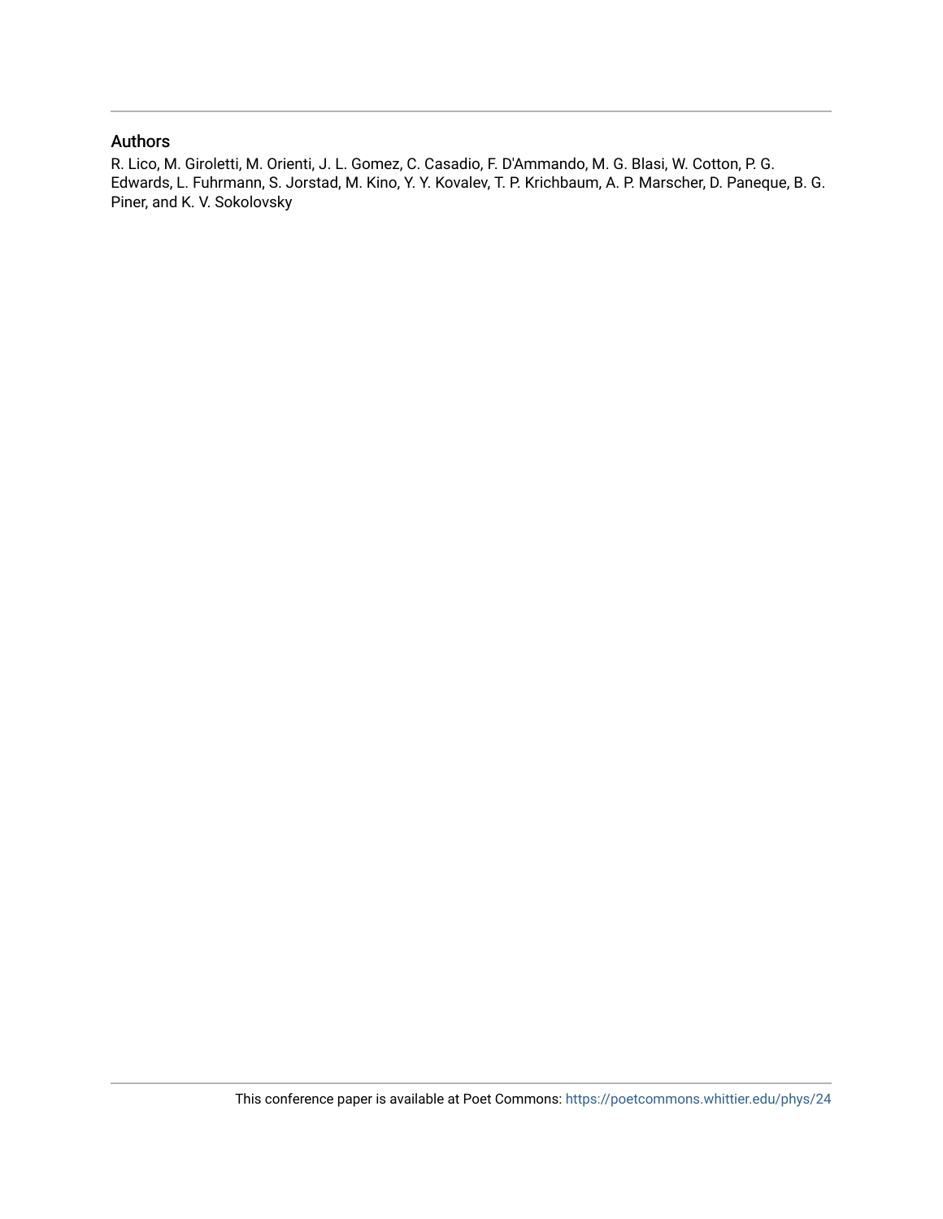## Authors

R. Lico, M. Giroletti, M. Orienti, J. L. Gomez, C. Casadio, F. D'Ammando, M. G. Blasi, W. Cotton, P. G. Edwards, L. Fuhrmann, S. Jorstad, M. Kino, Y. Y. Kovalev, T. P. Krichbaum, A. P. Marscher, D. Paneque, B. G. Piner, and K. V. Sokolovsky

This conference paper is available at Poet Commons: https://poetcommons.whittier.edu/phys/24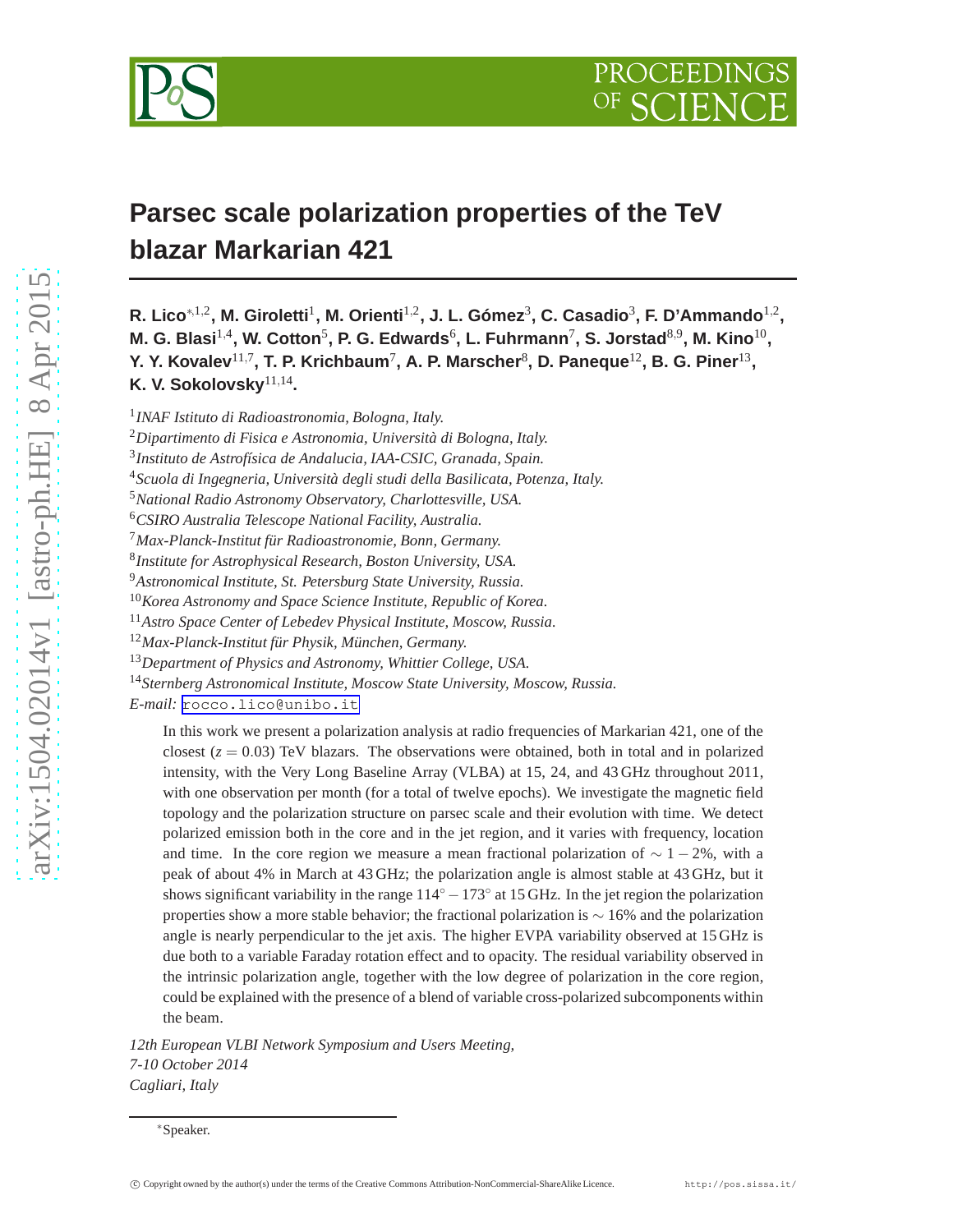# Parsec scale polarization properties of the TeV blazar Markarian 421

**R. Lico**[∗,1,2]**, M. Giroletti**[1]**, M. Orienti**[1,2]**, J. L. Gómez**[3]**, C. Casadio**[3]**, F. D'Ammando**[1,2]**, M. G. Blasi**[1,4]**, W. Cotton**[5]**, P. G. Edwards**[6]**, L. Fuhrmann**[7]**, S. Jorstad**[8,9]**, M. Kino**[10]**, Y. Y. Kovalev**[11,7]**, T. P. Krichbaum**[7]**, A. P. Marscher**[8]**, D. Paneque**[12]**, B. G. Piner**[13]**, K. V. Sokolovsky**[11,14]**.**

[1]*INAF Istituto di Radioastronomia, Bologna, Italy.*
[2]*Dipartimento di Fisica e Astronomia, Università di Bologna, Italy.*
[3]*Instituto de Astrofísica de Andalucia, IAA-CSIC, Granada, Spain.*
[4]*Scuola di Ingegneria, Università degli studi della Basilicata, Potenza, Italy.*
[5]*National Radio Astronomy Observatory, Charlottesville, USA.*
[6]*CSIRO Australia Telescope National Facility, Australia.*
[7]*Max-Planck-Institut für Radioastronomie, Bonn, Germany.*
[8]*Institute for Astrophysical Research, Boston University, USA.*
[9]*Astronomical Institute, St. Petersburg State University, Russia.*
[10]*Korea Astronomy and Space Science Institute, Republic of Korea.*
[11]*Astro Space Center of Lebedev Physical Institute, Moscow, Russia.*
[12]*Max-Planck-Institut für Physik, München, Germany.*
[13]*Department of Physics and Astronomy, Whittier College, USA.*
[14]*Sternberg Astronomical Institute, Moscow State University, Moscow, Russia.*
*E-mail:* rocco.lico@unibo.it

In this work we present a polarization analysis at radio frequencies of Markarian 421, one of the closest ($z = 0.03$) TeV blazars. The observations were obtained, both in total and in polarized intensity, with the Very Long Baseline Array (VLBA) at 15, 24, and 43 GHz throughout 2011, with one observation per month (for a total of twelve epochs). We investigate the magnetic field topology and the polarization structure on parsec scale and their evolution with time. We detect polarized emission both in the core and in the jet region, and it varies with frequency, location and time. In the core region we measure a mean fractional polarization of $\sim 1-2\%$, with a peak of about 4% in March at 43 GHz; the polarization angle is almost stable at 43 GHz, but it shows significant variability in the range $114^{\circ}-173^{\circ}$ at 15 GHz. In the jet region the polarization properties show a more stable behavior; the fractional polarization is $\sim 16\%$ and the polarization angle is nearly perpendicular to the jet axis. The higher EVPA variability observed at 15 GHz is due both to a variable Faraday rotation effect and to opacity. The residual variability observed in the intrinsic polarization angle, together with the low degree of polarization in the core region, could be explained with the presence of a blend of variable cross-polarized subcomponents within the beam.

*12th European VLBI Network Symposium and Users Meeting,*
*7-10 October 2014*
*Cagliari, Italy*

∗Speaker.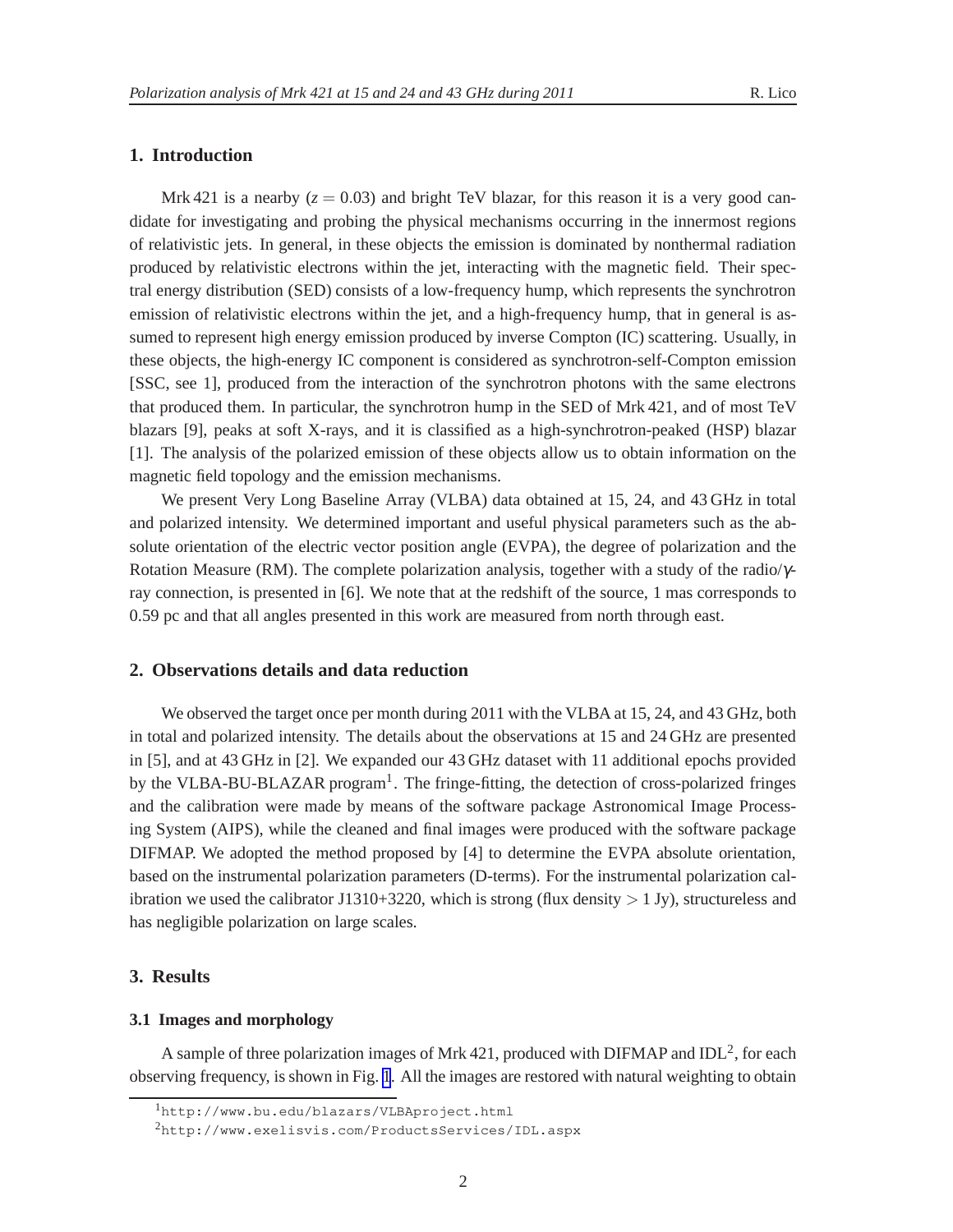## 1. Introduction

Mrk 421 is a nearby ($z = 0.03$) and bright TeV blazar, for this reason it is a very good candidate for investigating and probing the physical mechanisms occurring in the innermost regions of relativistic jets. In general, in these objects the emission is dominated by nonthermal radiation produced by relativistic electrons within the jet, interacting with the magnetic field. Their spectral energy distribution (SED) consists of a low-frequency hump, which represents the synchrotron emission of relativistic electrons within the jet, and a high-frequency hump, that in general is assumed to represent high energy emission produced by inverse Compton (IC) scattering. Usually, in these objects, the high-energy IC component is considered as synchrotron-self-Compton emission [SSC, see 1], produced from the interaction of the synchrotron photons with the same electrons that produced them. In particular, the synchrotron hump in the SED of Mrk 421, and of most TeV blazars [9], peaks at soft X-rays, and it is classified as a high-synchrotron-peaked (HSP) blazar [1]. The analysis of the polarized emission of these objects allow us to obtain information on the magnetic field topology and the emission mechanisms.

We present Very Long Baseline Array (VLBA) data obtained at 15, 24, and 43 GHz in total and polarized intensity. We determined important and useful physical parameters such as the absolute orientation of the electric vector position angle (EVPA), the degree of polarization and the Rotation Measure (RM). The complete polarization analysis, together with a study of the radio/$\gamma$-ray connection, is presented in [6]. We note that at the redshift of the source, 1 mas corresponds to 0.59 pc and that all angles presented in this work are measured from north through east.

## 2. Observations details and data reduction

We observed the target once per month during 2011 with the VLBA at 15, 24, and 43 GHz, both in total and polarized intensity. The details about the observations at 15 and 24 GHz are presented in [5], and at 43 GHz in [2]. We expanded our 43 GHz dataset with 11 additional epochs provided by the VLBA-BU-BLAZAR program[1]. The fringe-fitting, the detection of cross-polarized fringes and the calibration were made by means of the software package Astronomical Image Processing System (AIPS), while the cleaned and final images were produced with the software package DIFMAP. We adopted the method proposed by [4] to determine the EVPA absolute orientation, based on the instrumental polarization parameters (D-terms). For the instrumental polarization calibration we used the calibrator J1310+3220, which is strong (flux density $> 1$ Jy), structureless and has negligible polarization on large scales.

## 3. Results

### 3.1 Images and morphology

A sample of three polarization images of Mrk 421, produced with DIFMAP and IDL[2], for each observing frequency, is shown in Fig. 1. All the images are restored with natural weighting to obtain

[1] http://www.bu.edu/blazars/VLBAproject.html

[2] http://www.exelisvis.com/ProductsServices/IDL.aspx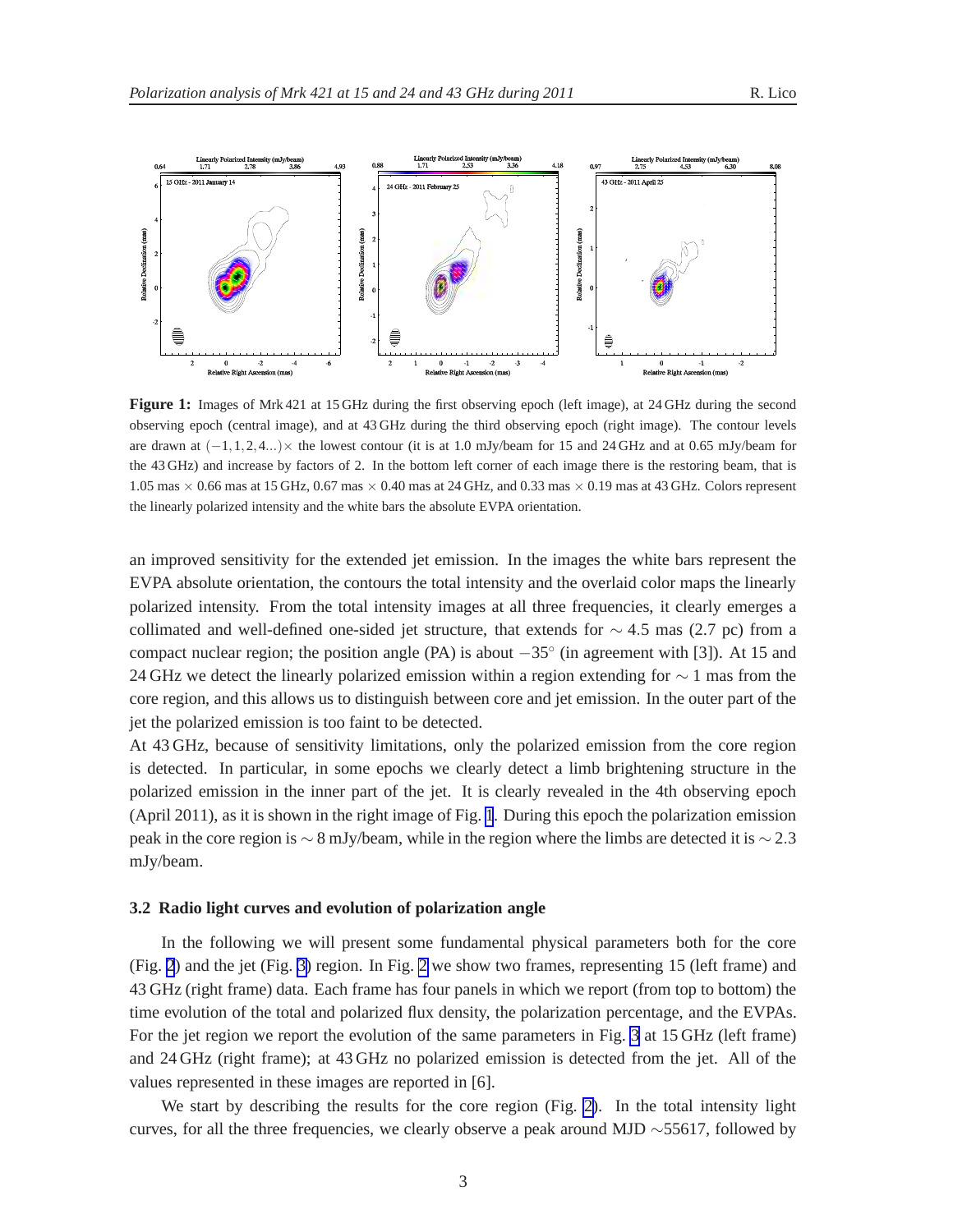**Figure 1:** Images of Mrk 421 at 15 GHz during the first observing epoch (left image), at 24 GHz during the second observing epoch (central image), and at 43 GHz during the third observing epoch (right image). The contour levels are drawn at $(-1, 1, 2, 4...)\times$ the lowest contour (it is at 1.0 mJy/beam for 15 and 24 GHz and at 0.65 mJy/beam for the 43 GHz) and increase by factors of 2. In the bottom left corner of each image there is the restoring beam, that is 1.05 mas $\times$ 0.66 mas at 15 GHz, 0.67 mas $\times$ 0.40 mas at 24 GHz, and 0.33 mas $\times$ 0.19 mas at 43 GHz. Colors represent the linearly polarized intensity and the white bars the absolute EVPA orientation.

an improved sensitivity for the extended jet emission. In the images the white bars represent the EVPA absolute orientation, the contours the total intensity and the overlaid color maps the linearly polarized intensity. From the total intensity images at all three frequencies, it clearly emerges a collimated and well-defined one-sided jet structure, that extends for $\sim 4.5$ mas (2.7 pc) from a compact nuclear region; the position angle (PA) is about $-35^{\circ}$ (in agreement with [3]). At 15 and 24 GHz we detect the linearly polarized emission within a region extending for $\sim 1$ mas from the core region, and this allows us to distinguish between core and jet emission. In the outer part of the jet the polarized emission is too faint to be detected.

At 43 GHz, because of sensitivity limitations, only the polarized emission from the core region is detected. In particular, in some epochs we clearly detect a limb brightening structure in the polarized emission in the inner part of the jet. It is clearly revealed in the 4th observing epoch (April 2011), as it is shown in the right image of Fig. 1. During this epoch the polarization emission peak in the core region is $\sim 8$ mJy/beam, while in the region where the limbs are detected it is $\sim 2.3$ mJy/beam.

### 3.2 Radio light curves and evolution of polarization angle

In the following we will present some fundamental physical parameters both for the core (Fig. 2) and the jet (Fig. 3) region. In Fig. 2 we show two frames, representing 15 (left frame) and 43 GHz (right frame) data. Each frame has four panels in which we report (from top to bottom) the time evolution of the total and polarized flux density, the polarization percentage, and the EVPAs. For the jet region we report the evolution of the same parameters in Fig. 3 at 15 GHz (left frame) and 24 GHz (right frame); at 43 GHz no polarized emission is detected from the jet. All of the values represented in these images are reported in [6].

We start by describing the results for the core region (Fig. 2). In the total intensity light curves, for all the three frequencies, we clearly observe a peak around MJD $\sim$55617, followed by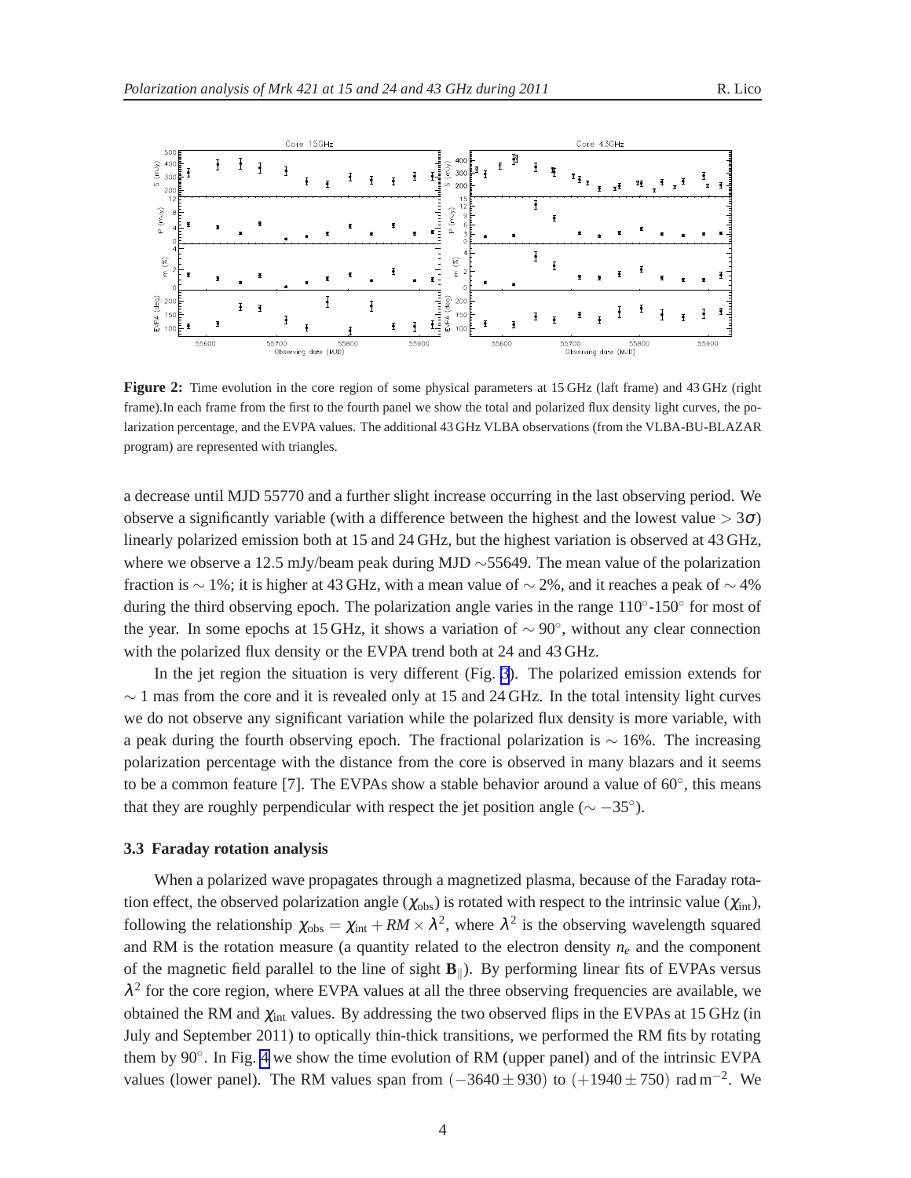**Figure 2:** Time evolution in the core region of some physical parameters at 15 GHz (laft frame) and 43 GHz (right frame).In each frame from the first to the fourth panel we show the total and polarized flux density light curves, the polarization percentage, and the EVPA values. The additional 43 GHz VLBA observations (from the VLBA-BU-BLAZAR program) are represented with triangles.

a decrease until MJD 55770 and a further slight increase occurring in the last observing period. We observe a significantly variable (with a difference between the highest and the lowest value $> 3\sigma$) linearly polarized emission both at 15 and 24 GHz, but the highest variation is observed at 43 GHz, where we observe a 12.5 mJy/beam peak during MJD $\sim$55649. The mean value of the polarization fraction is $\sim 1\%$; it is higher at 43 GHz, with a mean value of $\sim 2\%$, and it reaches a peak of $\sim 4\%$ during the third observing epoch. The polarization angle varies in the range $110^{\circ}$-$150^{\circ}$ for most of the year. In some epochs at 15 GHz, it shows a variation of $\sim 90^{\circ}$, without any clear connection with the polarized flux density or the EVPA trend both at 24 and 43 GHz.

In the jet region the situation is very different (Fig. 3). The polarized emission extends for $\sim 1$ mas from the core and it is revealed only at 15 and 24 GHz. In the total intensity light curves we do not observe any significant variation while the polarized flux density is more variable, with a peak during the fourth observing epoch. The fractional polarization is $\sim 16\%$. The increasing polarization percentage with the distance from the core is observed in many blazars and it seems to be a common feature [7]. The EVPAs show a stable behavior around a value of $60^{\circ}$, this means that they are roughly perpendicular with respect the jet position angle ($\sim -35^{\circ}$).

### 3.3 Faraday rotation analysis

When a polarized wave propagates through a magnetized plasma, because of the Faraday rotation effect, the observed polarization angle ($\chi_{\rm obs}$) is rotated with respect to the intrinsic value ($\chi_{\rm int}$), following the relationship $\chi_{\rm obs} = \chi_{\rm int} + RM \times \lambda^2$, where $\lambda^2$ is the observing wavelength squared and RM is the rotation measure (a quantity related to the electron density $n_e$ and the component of the magnetic field parallel to the line of sight $\mathbf{B}_{\parallel}$). By performing linear fits of EVPAs versus $\lambda^2$ for the core region, where EVPA values at all the three observing frequencies are available, we obtained the RM and $\chi_{\rm int}$ values. By addressing the two observed flips in the EVPAs at 15 GHz (in July and September 2011) to optically thin-thick transitions, we performed the RM fits by rotating them by $90^{\circ}$. In Fig. 4 we show the time evolution of RM (upper panel) and of the intrinsic EVPA values (lower panel). The RM values span from $(-3640 \pm 930)$ to $(+1940 \pm 750)$ rad m$^{-2}$. We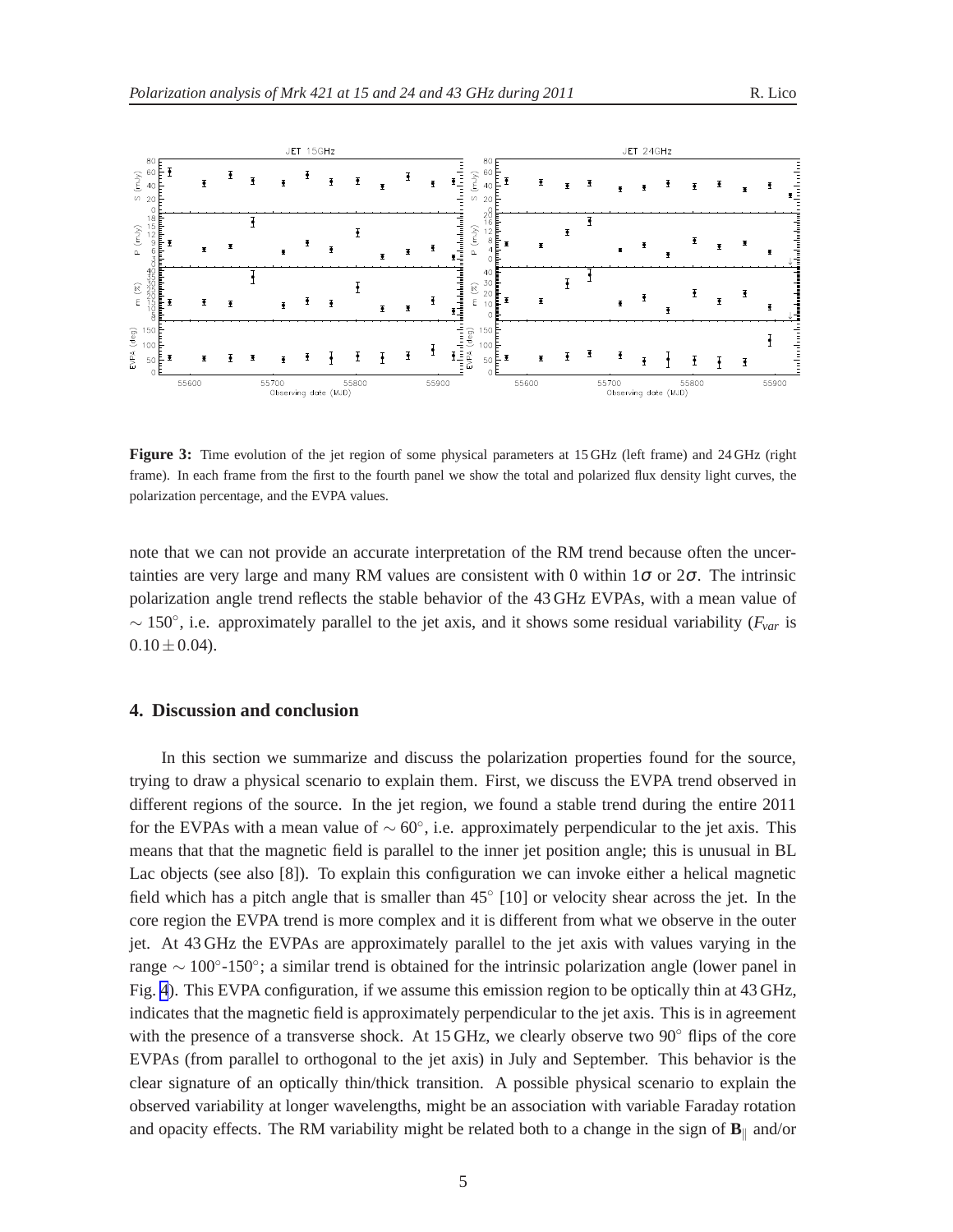**Figure 3:** Time evolution of the jet region of some physical parameters at 15 GHz (left frame) and 24 GHz (right frame). In each frame from the first to the fourth panel we show the total and polarized flux density light curves, the polarization percentage, and the EVPA values.

note that we can not provide an accurate interpretation of the RM trend because often the uncertainties are very large and many RM values are consistent with 0 within $1\sigma$ or $2\sigma$. The intrinsic polarization angle trend reflects the stable behavior of the 43 GHz EVPAs, with a mean value of $\sim 150^{\circ}$, i.e. approximately parallel to the jet axis, and it shows some residual variability ($F_{var}$ is $0.10 \pm 0.04$).

## 4. Discussion and conclusion

In this section we summarize and discuss the polarization properties found for the source, trying to draw a physical scenario to explain them. First, we discuss the EVPA trend observed in different regions of the source. In the jet region, we found a stable trend during the entire 2011 for the EVPAs with a mean value of $\sim 60^{\circ}$, i.e. approximately perpendicular to the jet axis. This means that that the magnetic field is parallel to the inner jet position angle; this is unusual in BL Lac objects (see also [8]). To explain this configuration we can invoke either a helical magnetic field which has a pitch angle that is smaller than $45^{\circ}$ [10] or velocity shear across the jet. In the core region the EVPA trend is more complex and it is different from what we observe in the outer jet. At 43 GHz the EVPAs are approximately parallel to the jet axis with values varying in the range $\sim 100^{\circ}$-$150^{\circ}$; a similar trend is obtained for the intrinsic polarization angle (lower panel in Fig. 4). This EVPA configuration, if we assume this emission region to be optically thin at 43 GHz, indicates that the magnetic field is approximately perpendicular to the jet axis. This is in agreement with the presence of a transverse shock. At 15 GHz, we clearly observe two $90^{\circ}$ flips of the core EVPAs (from parallel to orthogonal to the jet axis) in July and September. This behavior is the clear signature of an optically thin/thick transition. A possible physical scenario to explain the observed variability at longer wavelengths, might be an association with variable Faraday rotation and opacity effects. The RM variability might be related both to a change in the sign of $\mathbf{B}_{\parallel}$ and/or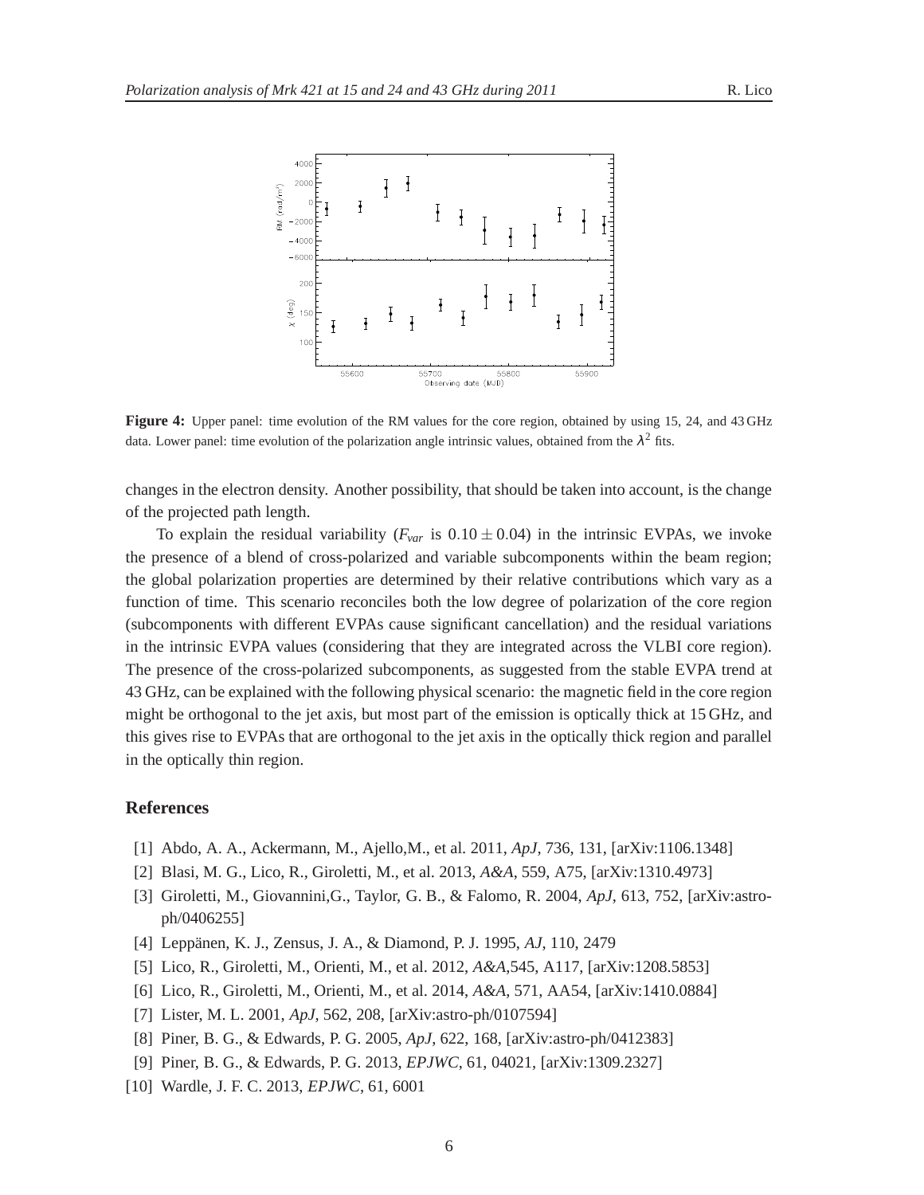**Figure 4:** Upper panel: time evolution of the RM values for the core region, obtained by using 15, 24, and 43 GHz data. Lower panel: time evolution of the polarization angle intrinsic values, obtained from the $\lambda^2$ fits.

changes in the electron density. Another possibility, that should be taken into account, is the change of the projected path length.

To explain the residual variability ($F_{var}$ is $0.10 \pm 0.04$) in the intrinsic EVPAs, we invoke the presence of a blend of cross-polarized and variable subcomponents within the beam region; the global polarization properties are determined by their relative contributions which vary as a function of time. This scenario reconciles both the low degree of polarization of the core region (subcomponents with different EVPAs cause significant cancellation) and the residual variations in the intrinsic EVPA values (considering that they are integrated across the VLBI core region). The presence of the cross-polarized subcomponents, as suggested from the stable EVPA trend at 43 GHz, can be explained with the following physical scenario: the magnetic field in the core region might be orthogonal to the jet axis, but most part of the emission is optically thick at 15 GHz, and this gives rise to EVPAs that are orthogonal to the jet axis in the optically thick region and parallel in the optically thin region.

## References

[1] Abdo, A. A., Ackermann, M., Ajello,M., et al. 2011, *ApJ*, 736, 131, [arXiv:1106.1348]

[2] Blasi, M. G., Lico, R., Giroletti, M., et al. 2013, *A&A*, 559, A75, [arXiv:1310.4973]

[3] Giroletti, M., Giovannini,G., Taylor, G. B., & Falomo, R. 2004, *ApJ*, 613, 752, [arXiv:astro-ph/0406255]

[4] Leppänen, K. J., Zensus, J. A., & Diamond, P. J. 1995, *AJ*, 110, 2479

[5] Lico, R., Giroletti, M., Orienti, M., et al. 2012, *A&A*,545, A117, [arXiv:1208.5853]

[6] Lico, R., Giroletti, M., Orienti, M., et al. 2014, *A&A*, 571, AA54, [arXiv:1410.0884]

[7] Lister, M. L. 2001, *ApJ*, 562, 208, [arXiv:astro-ph/0107594]

[8] Piner, B. G., & Edwards, P. G. 2005, *ApJ*, 622, 168, [arXiv:astro-ph/0412383]

[9] Piner, B. G., & Edwards, P. G. 2013, *EPJWC*, 61, 04021, [arXiv:1309.2327]

[10] Wardle, J. F. C. 2013, *EPJWC*, 61, 6001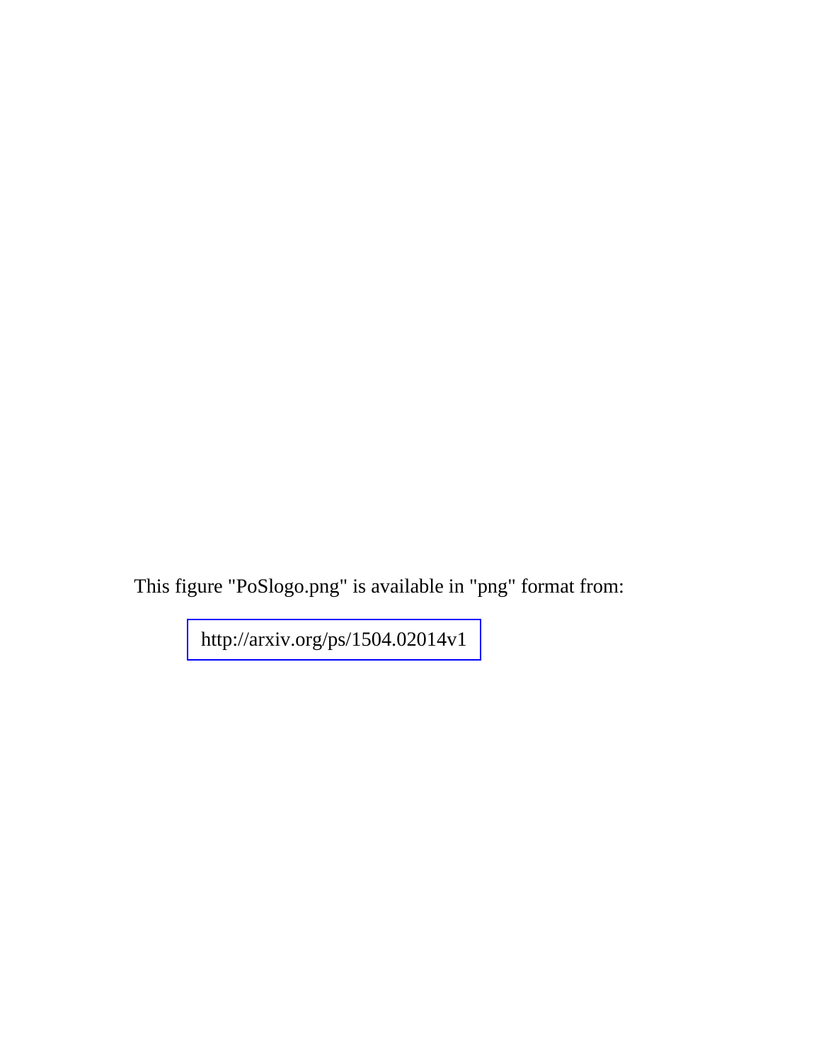This figure "PoSlogo.png" is available in "png" format from:

http://arxiv.org/ps/1504.02014v1